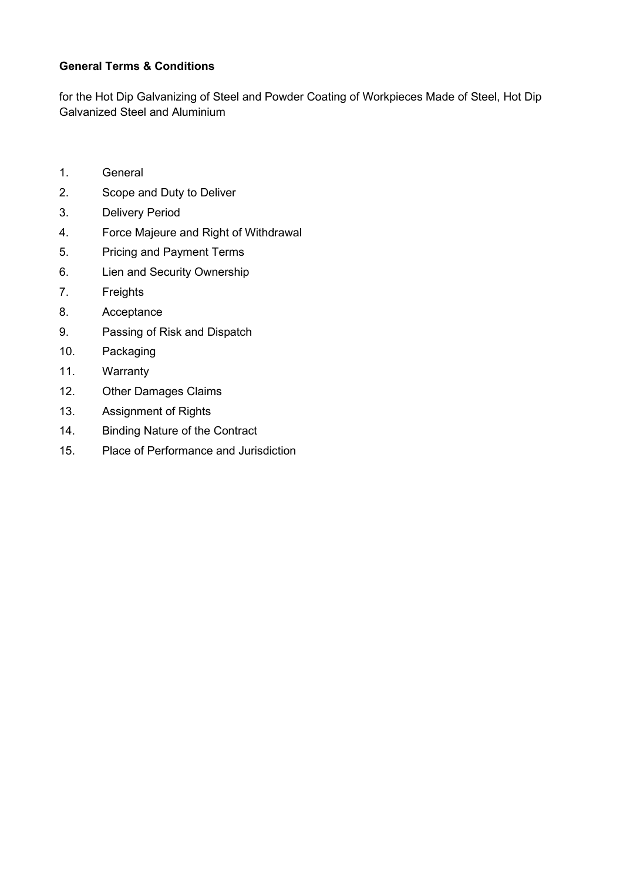**General Terms & Conditions**

for the Hot Dip Galvanizing of Steel and Powder Coating of Workpieces Made of Steel, Hot Dip Galvanized Steel and Aluminium

1. General
2. Scope and Duty to Deliver
3. Delivery Period
4. Force Majeure and Right of Withdrawal
5. Pricing and Payment Terms
6. Lien and Security Ownership
7. Freights
8. Acceptance
9. Passing of Risk and Dispatch
10. Packaging
11. Warranty
12. Other Damages Claims
13. Assignment of Rights
14. Binding Nature of the Contract
15. Place of Performance and Jurisdiction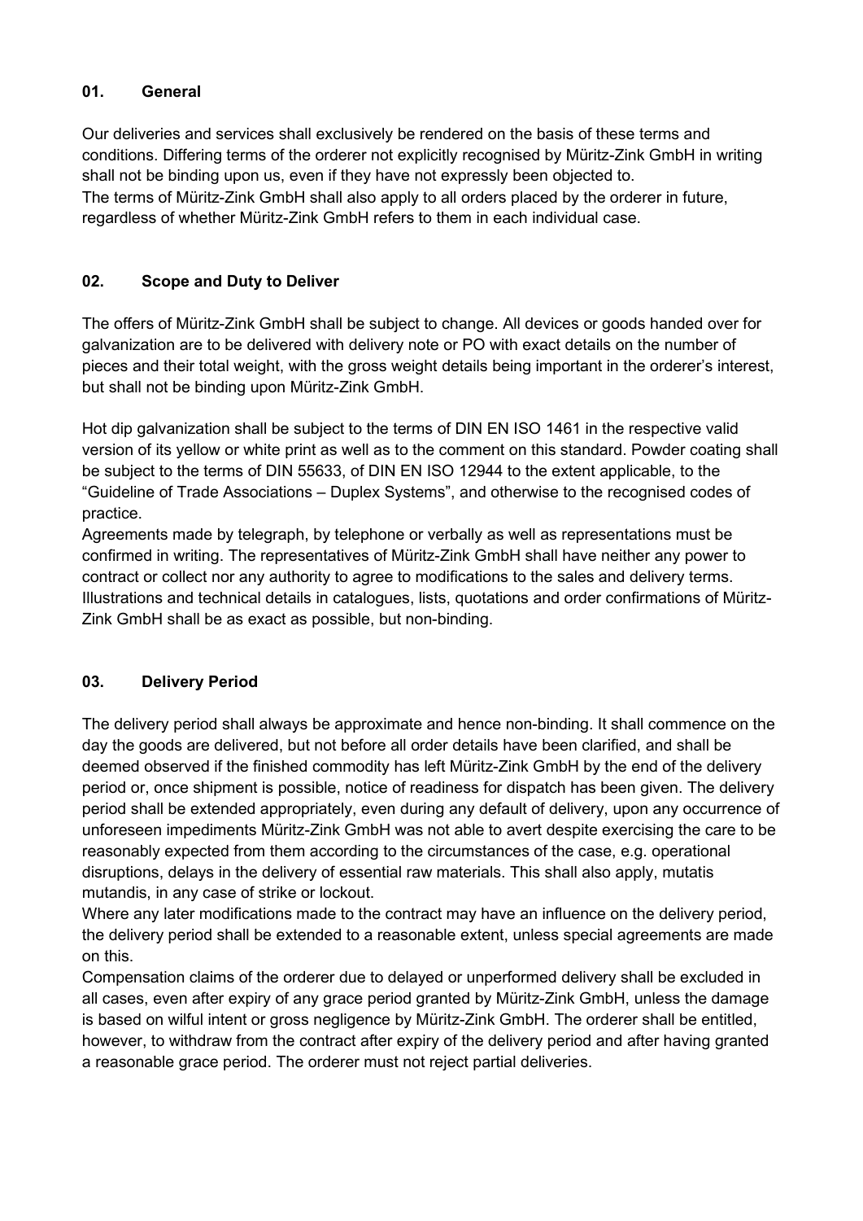## 01. General

Our deliveries and services shall exclusively be rendered on the basis of these terms and conditions. Differing terms of the orderer not explicitly recognised by Müritz-Zink GmbH in writing shall not be binding upon us, even if they have not expressly been objected to.
The terms of Müritz-Zink GmbH shall also apply to all orders placed by the orderer in future, regardless of whether Müritz-Zink GmbH refers to them in each individual case.

## 02. Scope and Duty to Deliver

The offers of Müritz-Zink GmbH shall be subject to change. All devices or goods handed over for galvanization are to be delivered with delivery note or PO with exact details on the number of pieces and their total weight, with the gross weight details being important in the orderer's interest, but shall not be binding upon Müritz-Zink GmbH.

Hot dip galvanization shall be subject to the terms of DIN EN ISO 1461 in the respective valid version of its yellow or white print as well as to the comment on this standard. Powder coating shall be subject to the terms of DIN 55633, of DIN EN ISO 12944 to the extent applicable, to the "Guideline of Trade Associations – Duplex Systems", and otherwise to the recognised codes of practice.
Agreements made by telegraph, by telephone or verbally as well as representations must be confirmed in writing. The representatives of Müritz-Zink GmbH shall have neither any power to contract or collect nor any authority to agree to modifications to the sales and delivery terms. Illustrations and technical details in catalogues, lists, quotations and order confirmations of Müritz-Zink GmbH shall be as exact as possible, but non-binding.

## 03. Delivery Period

The delivery period shall always be approximate and hence non-binding. It shall commence on the day the goods are delivered, but not before all order details have been clarified, and shall be deemed observed if the finished commodity has left Müritz-Zink GmbH by the end of the delivery period or, once shipment is possible, notice of readiness for dispatch has been given. The delivery period shall be extended appropriately, even during any default of delivery, upon any occurrence of unforeseen impediments Müritz-Zink GmbH was not able to avert despite exercising the care to be reasonably expected from them according to the circumstances of the case, e.g. operational disruptions, delays in the delivery of essential raw materials. This shall also apply, mutatis mutandis, in any case of strike or lockout.
Where any later modifications made to the contract may have an influence on the delivery period, the delivery period shall be extended to a reasonable extent, unless special agreements are made on this.
Compensation claims of the orderer due to delayed or unperformed delivery shall be excluded in all cases, even after expiry of any grace period granted by Müritz-Zink GmbH, unless the damage is based on wilful intent or gross negligence by Müritz-Zink GmbH. The orderer shall be entitled, however, to withdraw from the contract after expiry of the delivery period and after having granted a reasonable grace period. The orderer must not reject partial deliveries.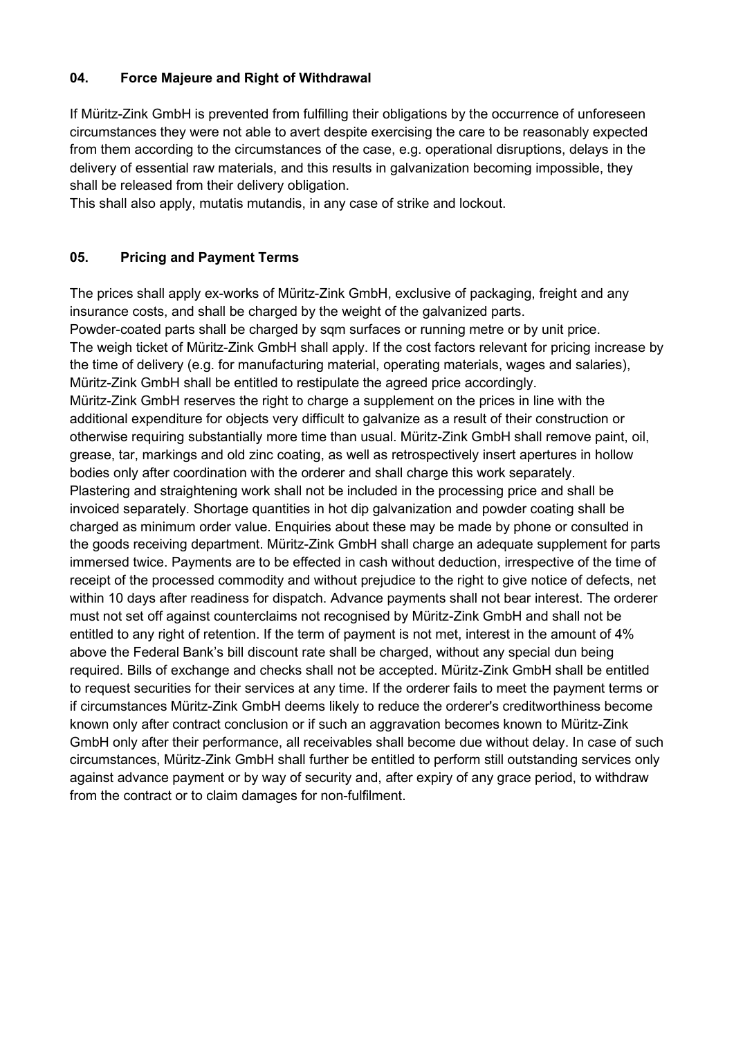## 04. Force Majeure and Right of Withdrawal

If Müritz-Zink GmbH is prevented from fulfilling their obligations by the occurrence of unforeseen circumstances they were not able to avert despite exercising the care to be reasonably expected from them according to the circumstances of the case, e.g. operational disruptions, delays in the delivery of essential raw materials, and this results in galvanization becoming impossible, they shall be released from their delivery obligation.
This shall also apply, mutatis mutandis, in any case of strike and lockout.

## 05. Pricing and Payment Terms

The prices shall apply ex-works of Müritz-Zink GmbH, exclusive of packaging, freight and any insurance costs, and shall be charged by the weight of the galvanized parts.
Powder-coated parts shall be charged by sqm surfaces or running metre or by unit price.
The weigh ticket of Müritz-Zink GmbH shall apply. If the cost factors relevant for pricing increase by the time of delivery (e.g. for manufacturing material, operating materials, wages and salaries), Müritz-Zink GmbH shall be entitled to restipulate the agreed price accordingly.
Müritz-Zink GmbH reserves the right to charge a supplement on the prices in line with the additional expenditure for objects very difficult to galvanize as a result of their construction or otherwise requiring substantially more time than usual. Müritz-Zink GmbH shall remove paint, oil, grease, tar, markings and old zinc coating, as well as retrospectively insert apertures in hollow bodies only after coordination with the orderer and shall charge this work separately.
Plastering and straightening work shall not be included in the processing price and shall be invoiced separately. Shortage quantities in hot dip galvanization and powder coating shall be charged as minimum order value. Enquiries about these may be made by phone or consulted in the goods receiving department. Müritz-Zink GmbH shall charge an adequate supplement for parts immersed twice. Payments are to be effected in cash without deduction, irrespective of the time of receipt of the processed commodity and without prejudice to the right to give notice of defects, net within 10 days after readiness for dispatch. Advance payments shall not bear interest. The orderer must not set off against counterclaims not recognised by Müritz-Zink GmbH and shall not be entitled to any right of retention. If the term of payment is not met, interest in the amount of 4% above the Federal Bank's bill discount rate shall be charged, without any special dun being required. Bills of exchange and checks shall not be accepted. Müritz-Zink GmbH shall be entitled to request securities for their services at any time. If the orderer fails to meet the payment terms or if circumstances Müritz-Zink GmbH deems likely to reduce the orderer's creditworthiness become known only after contract conclusion or if such an aggravation becomes known to Müritz-Zink GmbH only after their performance, all receivables shall become due without delay. In case of such circumstances, Müritz-Zink GmbH shall further be entitled to perform still outstanding services only against advance payment or by way of security and, after expiry of any grace period, to withdraw from the contract or to claim damages for non-fulfilment.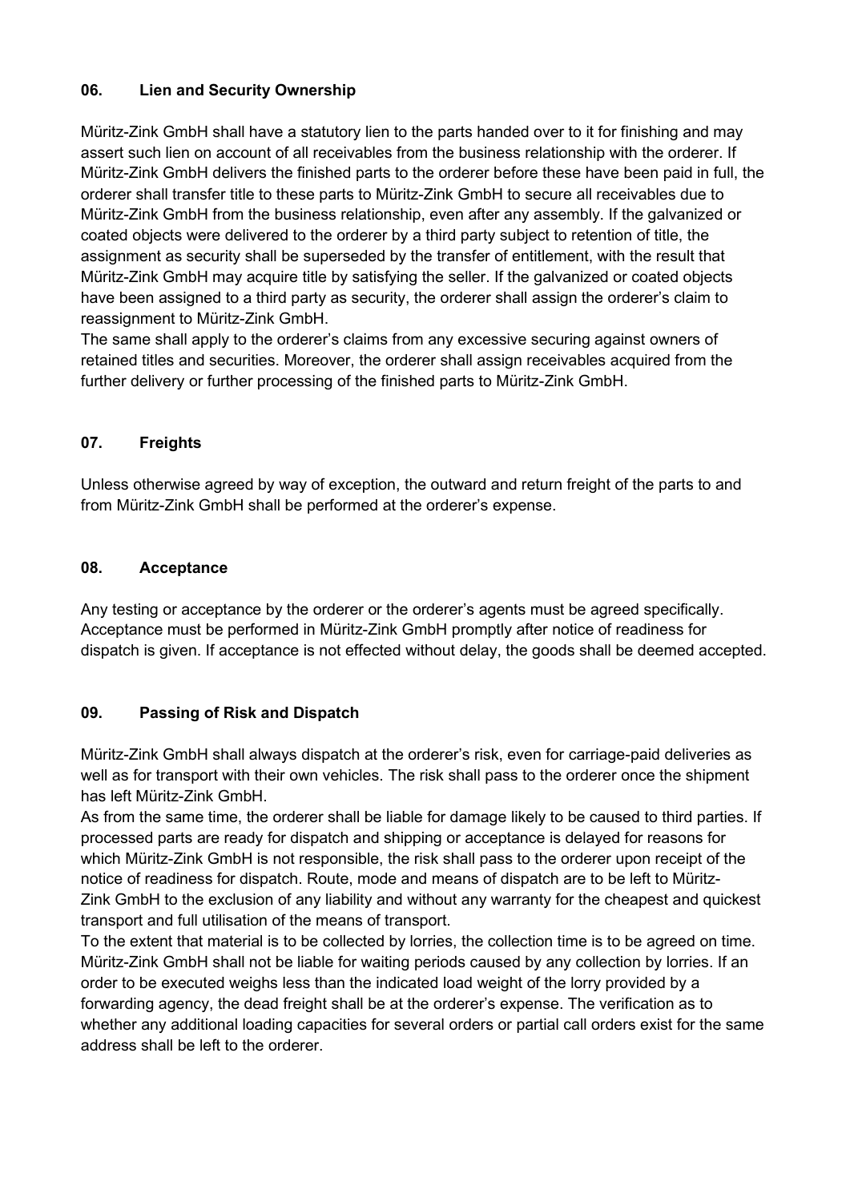## 06. Lien and Security Ownership

Müritz-Zink GmbH shall have a statutory lien to the parts handed over to it for finishing and may assert such lien on account of all receivables from the business relationship with the orderer. If Müritz-Zink GmbH delivers the finished parts to the orderer before these have been paid in full, the orderer shall transfer title to these parts to Müritz-Zink GmbH to secure all receivables due to Müritz-Zink GmbH from the business relationship, even after any assembly. If the galvanized or coated objects were delivered to the orderer by a third party subject to retention of title, the assignment as security shall be superseded by the transfer of entitlement, with the result that Müritz-Zink GmbH may acquire title by satisfying the seller. If the galvanized or coated objects have been assigned to a third party as security, the orderer shall assign the orderer's claim to reassignment to Müritz-Zink GmbH.
The same shall apply to the orderer's claims from any excessive securing against owners of retained titles and securities. Moreover, the orderer shall assign receivables acquired from the further delivery or further processing of the finished parts to Müritz-Zink GmbH.

## 07. Freights

Unless otherwise agreed by way of exception, the outward and return freight of the parts to and from Müritz-Zink GmbH shall be performed at the orderer's expense.

## 08. Acceptance

Any testing or acceptance by the orderer or the orderer's agents must be agreed specifically. Acceptance must be performed in Müritz-Zink GmbH promptly after notice of readiness for dispatch is given. If acceptance is not effected without delay, the goods shall be deemed accepted.

## 09. Passing of Risk and Dispatch

Müritz-Zink GmbH shall always dispatch at the orderer's risk, even for carriage-paid deliveries as well as for transport with their own vehicles. The risk shall pass to the orderer once the shipment has left Müritz-Zink GmbH.
As from the same time, the orderer shall be liable for damage likely to be caused to third parties. If processed parts are ready for dispatch and shipping or acceptance is delayed for reasons for which Müritz-Zink GmbH is not responsible, the risk shall pass to the orderer upon receipt of the notice of readiness for dispatch. Route, mode and means of dispatch are to be left to Müritz-Zink GmbH to the exclusion of any liability and without any warranty for the cheapest and quickest transport and full utilisation of the means of transport.
To the extent that material is to be collected by lorries, the collection time is to be agreed on time. Müritz-Zink GmbH shall not be liable for waiting periods caused by any collection by lorries. If an order to be executed weighs less than the indicated load weight of the lorry provided by a forwarding agency, the dead freight shall be at the orderer's expense. The verification as to whether any additional loading capacities for several orders or partial call orders exist for the same address shall be left to the orderer.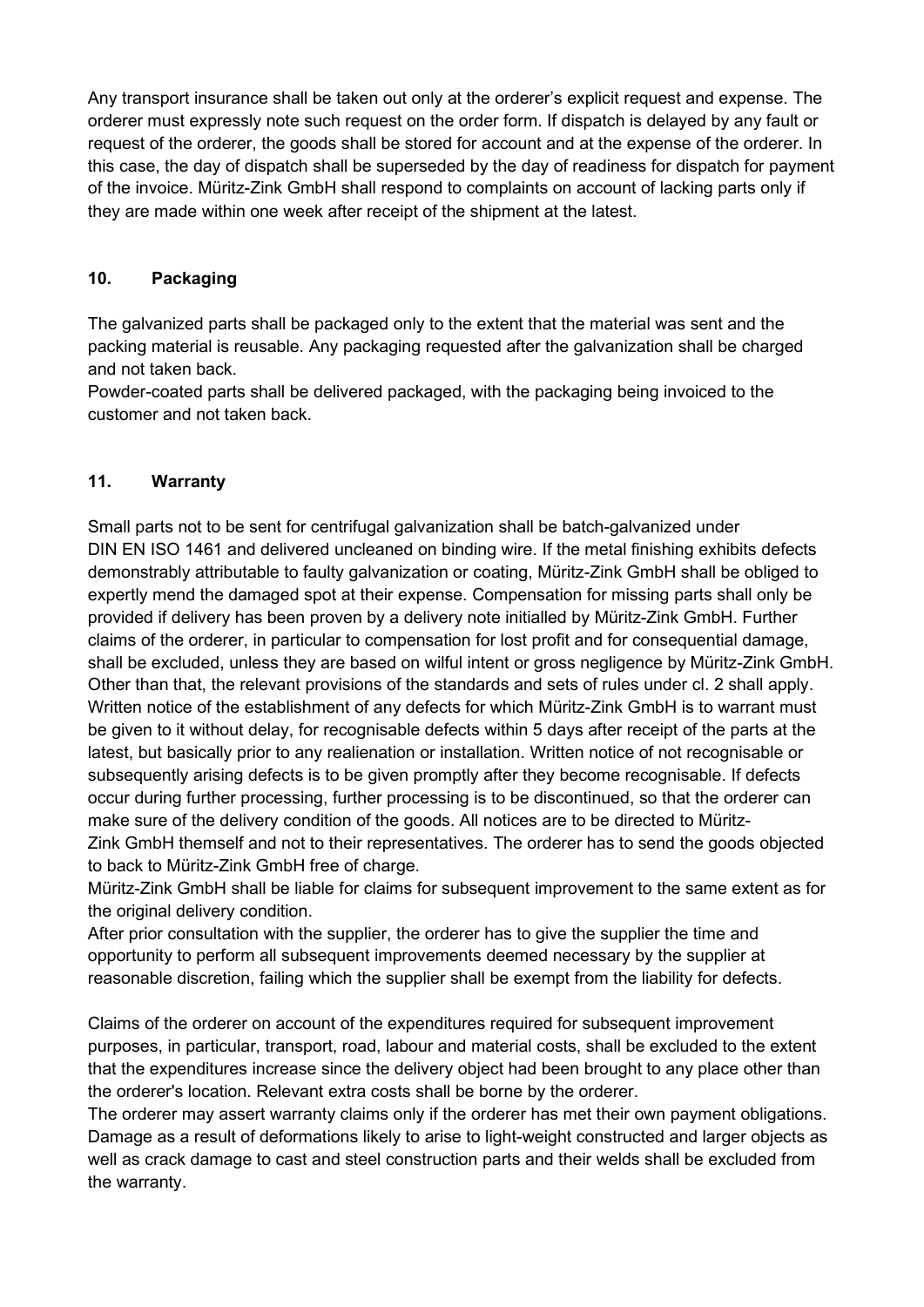Any transport insurance shall be taken out only at the orderer's explicit request and expense. The orderer must expressly note such request on the order form. If dispatch is delayed by any fault or request of the orderer, the goods shall be stored for account and at the expense of the orderer. In this case, the day of dispatch shall be superseded by the day of readiness for dispatch for payment of the invoice. Müritz-Zink GmbH shall respond to complaints on account of lacking parts only if they are made within one week after receipt of the shipment at the latest.

## 10. Packaging

The galvanized parts shall be packaged only to the extent that the material was sent and the packing material is reusable. Any packaging requested after the galvanization shall be charged and not taken back.
Powder-coated parts shall be delivered packaged, with the packaging being invoiced to the customer and not taken back.

## 11. Warranty

Small parts not to be sent for centrifugal galvanization shall be batch-galvanized under DIN EN ISO 1461 and delivered uncleaned on binding wire. If the metal finishing exhibits defects demonstrably attributable to faulty galvanization or coating, Müritz-Zink GmbH shall be obliged to expertly mend the damaged spot at their expense. Compensation for missing parts shall only be provided if delivery has been proven by a delivery note initialled by Müritz-Zink GmbH. Further claims of the orderer, in particular to compensation for lost profit and for consequential damage, shall be excluded, unless they are based on wilful intent or gross negligence by Müritz-Zink GmbH. Other than that, the relevant provisions of the standards and sets of rules under cl. 2 shall apply. Written notice of the establishment of any defects for which Müritz-Zink GmbH is to warrant must be given to it without delay, for recognisable defects within 5 days after receipt of the parts at the latest, but basically prior to any realienation or installation. Written notice of not recognisable or subsequently arising defects is to be given promptly after they become recognisable. If defects occur during further processing, further processing is to be discontinued, so that the orderer can make sure of the delivery condition of the goods. All notices are to be directed to Müritz-Zink GmbH themself and not to their representatives. The orderer has to send the goods objected to back to Müritz-Zink GmbH free of charge.
Müritz-Zink GmbH shall be liable for claims for subsequent improvement to the same extent as for the original delivery condition.
After prior consultation with the supplier, the orderer has to give the supplier the time and opportunity to perform all subsequent improvements deemed necessary by the supplier at reasonable discretion, failing which the supplier shall be exempt from the liability for defects.

Claims of the orderer on account of the expenditures required for subsequent improvement purposes, in particular, transport, road, labour and material costs, shall be excluded to the extent that the expenditures increase since the delivery object had been brought to any place other than the orderer's location. Relevant extra costs shall be borne by the orderer.
The orderer may assert warranty claims only if the orderer has met their own payment obligations. Damage as a result of deformations likely to arise to light-weight constructed and larger objects as well as crack damage to cast and steel construction parts and their welds shall be excluded from the warranty.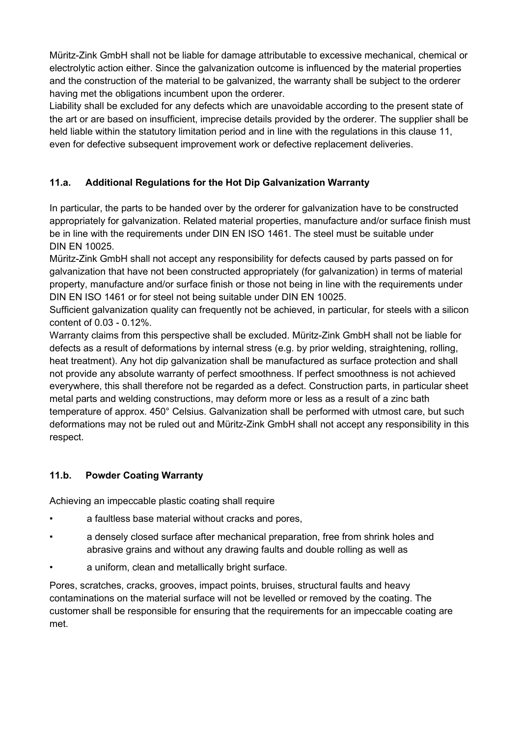Müritz-Zink GmbH shall not be liable for damage attributable to excessive mechanical, chemical or electrolytic action either. Since the galvanization outcome is influenced by the material properties and the construction of the material to be galvanized, the warranty shall be subject to the orderer having met the obligations incumbent upon the orderer.

Liability shall be excluded for any defects which are unavoidable according to the present state of the art or are based on insufficient, imprecise details provided by the orderer. The supplier shall be held liable within the statutory limitation period and in line with the regulations in this clause 11, even for defective subsequent improvement work or defective replacement deliveries.

### 11.a. Additional Regulations for the Hot Dip Galvanization Warranty

In particular, the parts to be handed over by the orderer for galvanization have to be constructed appropriately for galvanization. Related material properties, manufacture and/or surface finish must be in line with the requirements under DIN EN ISO 1461. The steel must be suitable under DIN EN 10025.

Müritz-Zink GmbH shall not accept any responsibility for defects caused by parts passed on for galvanization that have not been constructed appropriately (for galvanization) in terms of material property, manufacture and/or surface finish or those not being in line with the requirements under DIN EN ISO 1461 or for steel not being suitable under DIN EN 10025.

Sufficient galvanization quality can frequently not be achieved, in particular, for steels with a silicon content of 0.03 - 0.12%.

Warranty claims from this perspective shall be excluded. Müritz-Zink GmbH shall not be liable for defects as a result of deformations by internal stress (e.g. by prior welding, straightening, rolling, heat treatment). Any hot dip galvanization shall be manufactured as surface protection and shall not provide any absolute warranty of perfect smoothness. If perfect smoothness is not achieved everywhere, this shall therefore not be regarded as a defect. Construction parts, in particular sheet metal parts and welding constructions, may deform more or less as a result of a zinc bath temperature of approx. 450° Celsius. Galvanization shall be performed with utmost care, but such deformations may not be ruled out and Müritz-Zink GmbH shall not accept any responsibility in this respect.

### 11.b. Powder Coating Warranty

Achieving an impeccable plastic coating shall require

- a faultless base material without cracks and pores,
- a densely closed surface after mechanical preparation, free from shrink holes and abrasive grains and without any drawing faults and double rolling as well as
- a uniform, clean and metallically bright surface.

Pores, scratches, cracks, grooves, impact points, bruises, structural faults and heavy contaminations on the material surface will not be levelled or removed by the coating. The customer shall be responsible for ensuring that the requirements for an impeccable coating are met.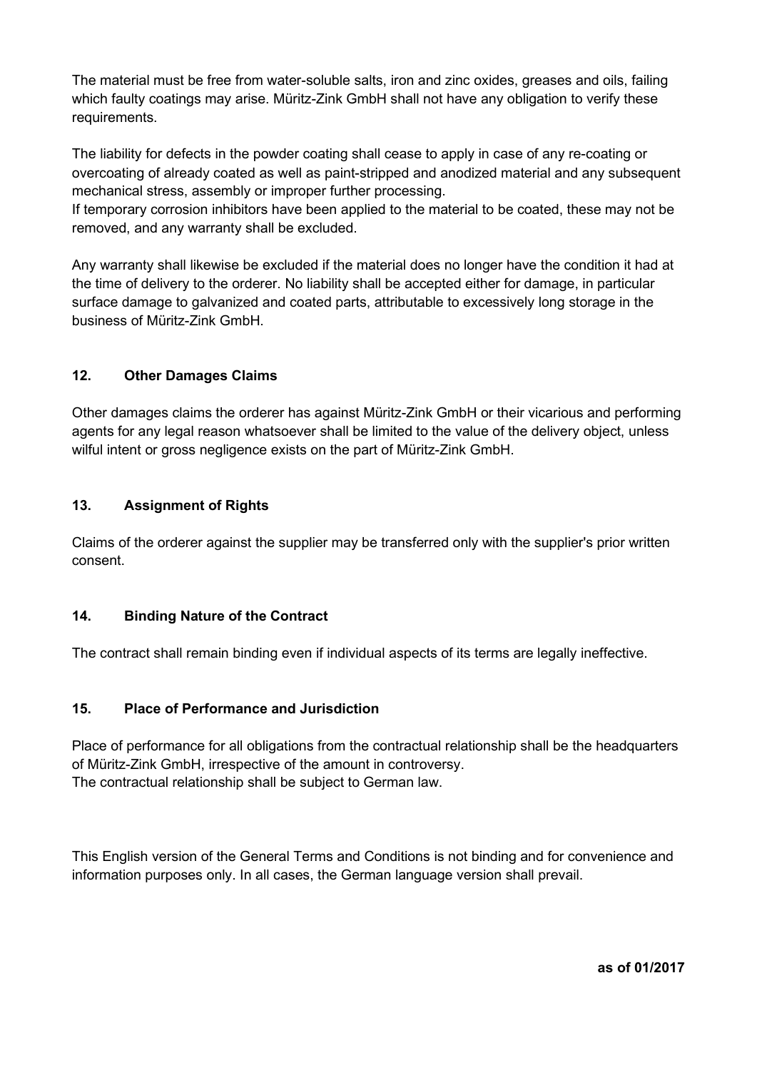The material must be free from water-soluble salts, iron and zinc oxides, greases and oils, failing which faulty coatings may arise. Müritz-Zink GmbH shall not have any obligation to verify these requirements.

The liability for defects in the powder coating shall cease to apply in case of any re-coating or overcoating of already coated as well as paint-stripped and anodized material and any subsequent mechanical stress, assembly or improper further processing.
If temporary corrosion inhibitors have been applied to the material to be coated, these may not be removed, and any warranty shall be excluded.

Any warranty shall likewise be excluded if the material does no longer have the condition it had at the time of delivery to the orderer. No liability shall be accepted either for damage, in particular surface damage to galvanized and coated parts, attributable to excessively long storage in the business of Müritz-Zink GmbH.

## 12. Other Damages Claims

Other damages claims the orderer has against Müritz-Zink GmbH or their vicarious and performing agents for any legal reason whatsoever shall be limited to the value of the delivery object, unless wilful intent or gross negligence exists on the part of Müritz-Zink GmbH.

## 13. Assignment of Rights

Claims of the orderer against the supplier may be transferred only with the supplier's prior written consent.

## 14. Binding Nature of the Contract

The contract shall remain binding even if individual aspects of its terms are legally ineffective.

## 15. Place of Performance and Jurisdiction

Place of performance for all obligations from the contractual relationship shall be the headquarters of Müritz-Zink GmbH, irrespective of the amount in controversy.
The contractual relationship shall be subject to German law.

This English version of the General Terms and Conditions is not binding and for convenience and information purposes only. In all cases, the German language version shall prevail.

**as of 01/2017**